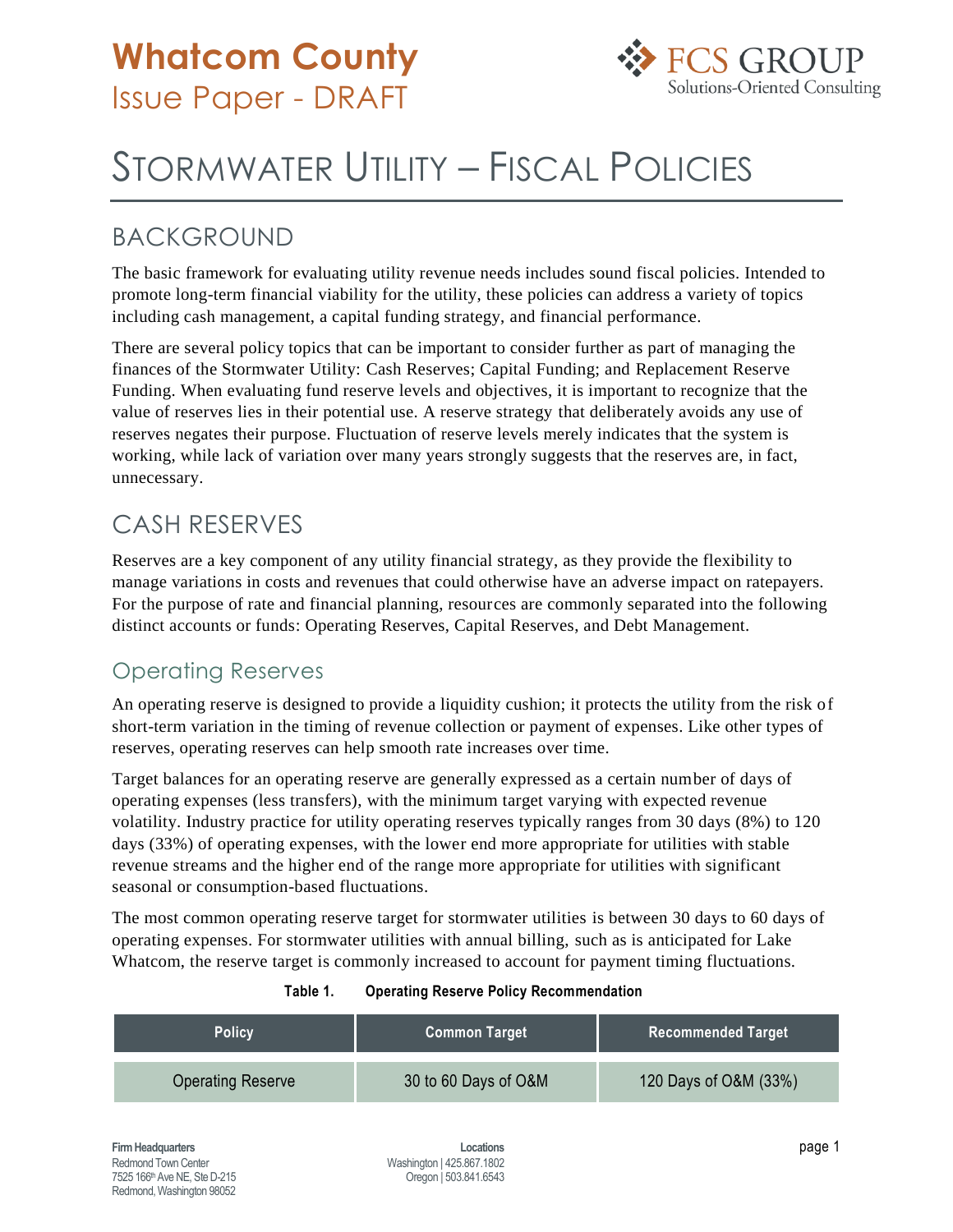# Whatcom County
## Issue Paper - DRAFT

# STORMWATER UTILITY – FISCAL POLICIES

## BACKGROUND

The basic framework for evaluating utility revenue needs includes sound fiscal policies. Intended to promote long-term financial viability for the utility, these policies can address a variety of topics including cash management, a capital funding strategy, and financial performance.

There are several policy topics that can be important to consider further as part of managing the finances of the Stormwater Utility: Cash Reserves; Capital Funding; and Replacement Reserve Funding. When evaluating fund reserve levels and objectives, it is important to recognize that the value of reserves lies in their potential use. A reserve strategy that deliberately avoids any use of reserves negates their purpose. Fluctuation of reserve levels merely indicates that the system is working, while lack of variation over many years strongly suggests that the reserves are, in fact, unnecessary.

## CASH RESERVES

Reserves are a key component of any utility financial strategy, as they provide the flexibility to manage variations in costs and revenues that could otherwise have an adverse impact on ratepayers. For the purpose of rate and financial planning, resources are commonly separated into the following distinct accounts or funds: Operating Reserves, Capital Reserves, and Debt Management.

### Operating Reserves

An operating reserve is designed to provide a liquidity cushion; it protects the utility from the risk of short-term variation in the timing of revenue collection or payment of expenses. Like other types of reserves, operating reserves can help smooth rate increases over time.

Target balances for an operating reserve are generally expressed as a certain number of days of operating expenses (less transfers), with the minimum target varying with expected revenue volatility. Industry practice for utility operating reserves typically ranges from 30 days (8%) to 120 days (33%) of operating expenses, with the lower end more appropriate for utilities with stable revenue streams and the higher end of the range more appropriate for utilities with significant seasonal or consumption-based fluctuations.

The most common operating reserve target for stormwater utilities is between 30 days to 60 days of operating expenses. For stormwater utilities with annual billing, such as is anticipated for Lake Whatcom, the reserve target is commonly increased to account for payment timing fluctuations.

**Table 1. Operating Reserve Policy Recommendation**

| Policy | Common Target | Recommended Target |
|---|---|---|
| Operating Reserve | 30 to 60 Days of O&M | 120 Days of O&M (33%) |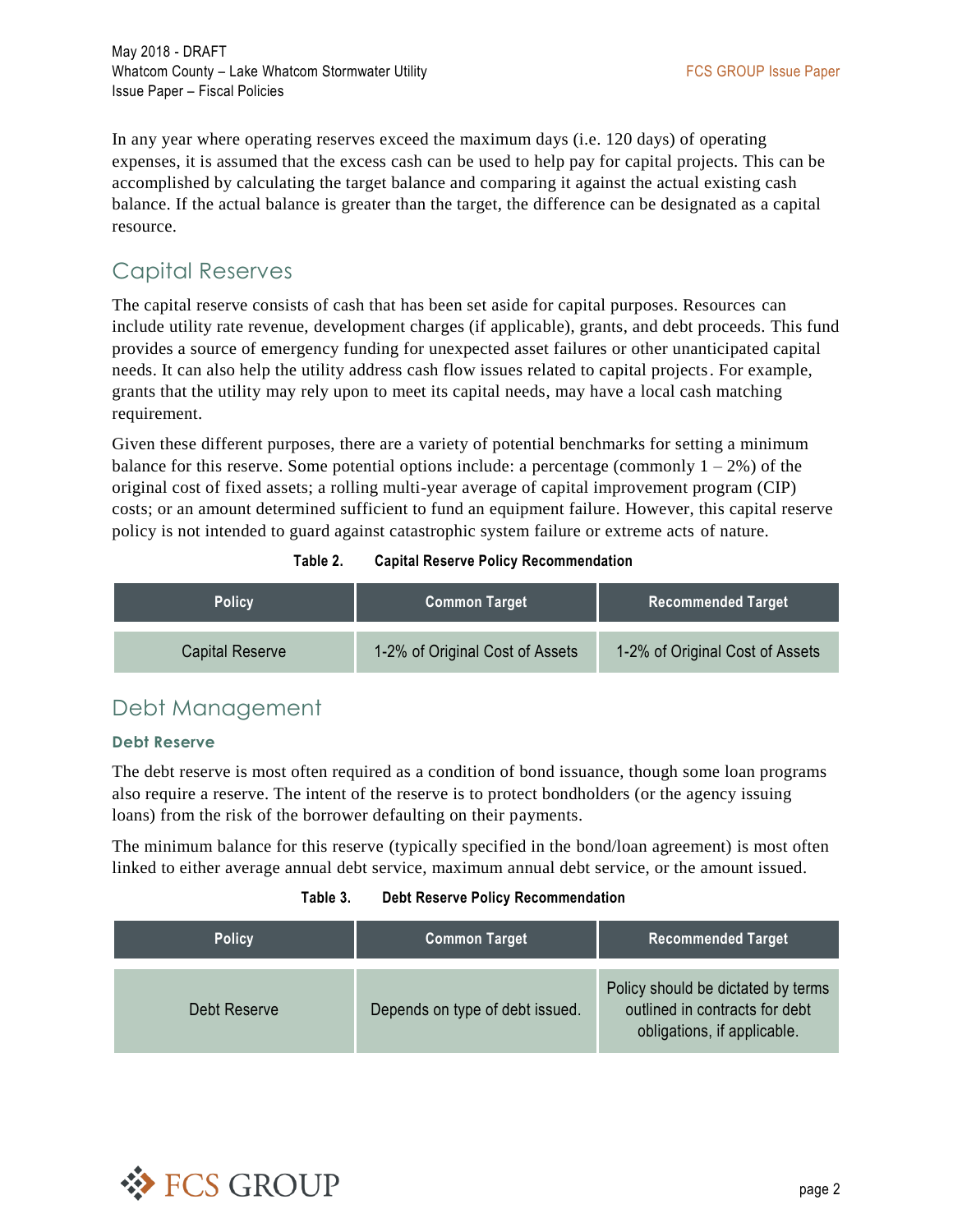In any year where operating reserves exceed the maximum days (i.e. 120 days) of operating expenses, it is assumed that the excess cash can be used to help pay for capital projects. This can be accomplished by calculating the target balance and comparing it against the actual existing cash balance. If the actual balance is greater than the target, the difference can be designated as a capital resource.

## Capital Reserves

The capital reserve consists of cash that has been set aside for capital purposes. Resources can include utility rate revenue, development charges (if applicable), grants, and debt proceeds. This fund provides a source of emergency funding for unexpected asset failures or other unanticipated capital needs. It can also help the utility address cash flow issues related to capital projects. For example, grants that the utility may rely upon to meet its capital needs, may have a local cash matching requirement.

Given these different purposes, there are a variety of potential benchmarks for setting a minimum balance for this reserve. Some potential options include: a percentage (commonly 1 – 2%) of the original cost of fixed assets; a rolling multi-year average of capital improvement program (CIP) costs; or an amount determined sufficient to fund an equipment failure. However, this capital reserve policy is not intended to guard against catastrophic system failure or extreme acts of nature.

**Table 2. Capital Reserve Policy Recommendation**

| Policy | Common Target | Recommended Target |
|---|---|---|
| Capital Reserve | 1-2% of Original Cost of Assets | 1-2% of Original Cost of Assets |

## Debt Management

### Debt Reserve

The debt reserve is most often required as a condition of bond issuance, though some loan programs also require a reserve. The intent of the reserve is to protect bondholders (or the agency issuing loans) from the risk of the borrower defaulting on their payments.

The minimum balance for this reserve (typically specified in the bond/loan agreement) is most often linked to either average annual debt service, maximum annual debt service, or the amount issued.

**Table 3. Debt Reserve Policy Recommendation**

| Policy | Common Target | Recommended Target |
|---|---|---|
| Debt Reserve | Depends on type of debt issued. | Policy should be dictated by terms outlined in contracts for debt obligations, if applicable. |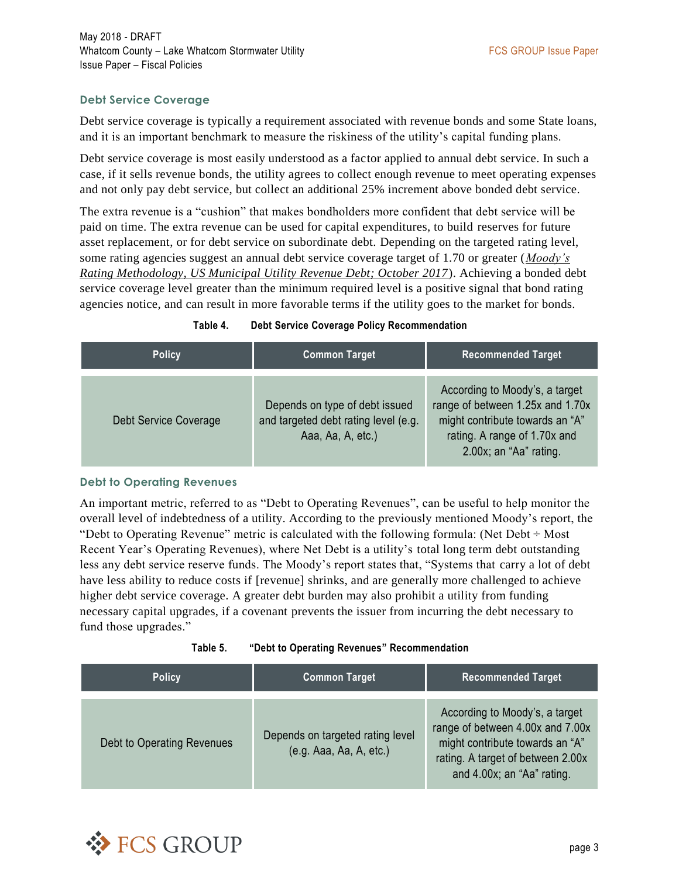### Debt Service Coverage

Debt service coverage is typically a requirement associated with revenue bonds and some State loans, and it is an important benchmark to measure the riskiness of the utility's capital funding plans.

Debt service coverage is most easily understood as a factor applied to annual debt service. In such a case, if it sells revenue bonds, the utility agrees to collect enough revenue to meet operating expenses and not only pay debt service, but collect an additional 25% increment above bonded debt service.

The extra revenue is a "cushion" that makes bondholders more confident that debt service will be paid on time. The extra revenue can be used for capital expenditures, to build reserves for future asset replacement, or for debt service on subordinate debt. Depending on the targeted rating level, some rating agencies suggest an annual debt service coverage target of 1.70 or greater (*Moody's Rating Methodology, US Municipal Utility Revenue Debt; October 2017*). Achieving a bonded debt service coverage level greater than the minimum required level is a positive signal that bond rating agencies notice, and can result in more favorable terms if the utility goes to the market for bonds.

**Table 4. Debt Service Coverage Policy Recommendation**

| Policy | Common Target | Recommended Target |
|---|---|---|
| Debt Service Coverage | Depends on type of debt issued and targeted debt rating level (e.g. Aaa, Aa, A, etc.) | According to Moody's, a target range of between 1.25x and 1.70x might contribute towards an "A" rating. A range of 1.70x and 2.00x; an "Aa" rating. |

### Debt to Operating Revenues

An important metric, referred to as "Debt to Operating Revenues", can be useful to help monitor the overall level of indebtedness of a utility. According to the previously mentioned Moody's report, the "Debt to Operating Revenue" metric is calculated with the following formula: (Net Debt ÷ Most Recent Year's Operating Revenues), where Net Debt is a utility's total long term debt outstanding less any debt service reserve funds. The Moody's report states that, "Systems that carry a lot of debt have less ability to reduce costs if [revenue] shrinks, and are generally more challenged to achieve higher debt service coverage. A greater debt burden may also prohibit a utility from funding necessary capital upgrades, if a covenant prevents the issuer from incurring the debt necessary to fund those upgrades."

**Table 5. "Debt to Operating Revenues" Recommendation**

| Policy | Common Target | Recommended Target |
|---|---|---|
| Debt to Operating Revenues | Depends on targeted rating level (e.g. Aaa, Aa, A, etc.) | According to Moody's, a target range of between 4.00x and 7.00x might contribute towards an "A" rating. A target of between 2.00x and 4.00x; an "Aa" rating. |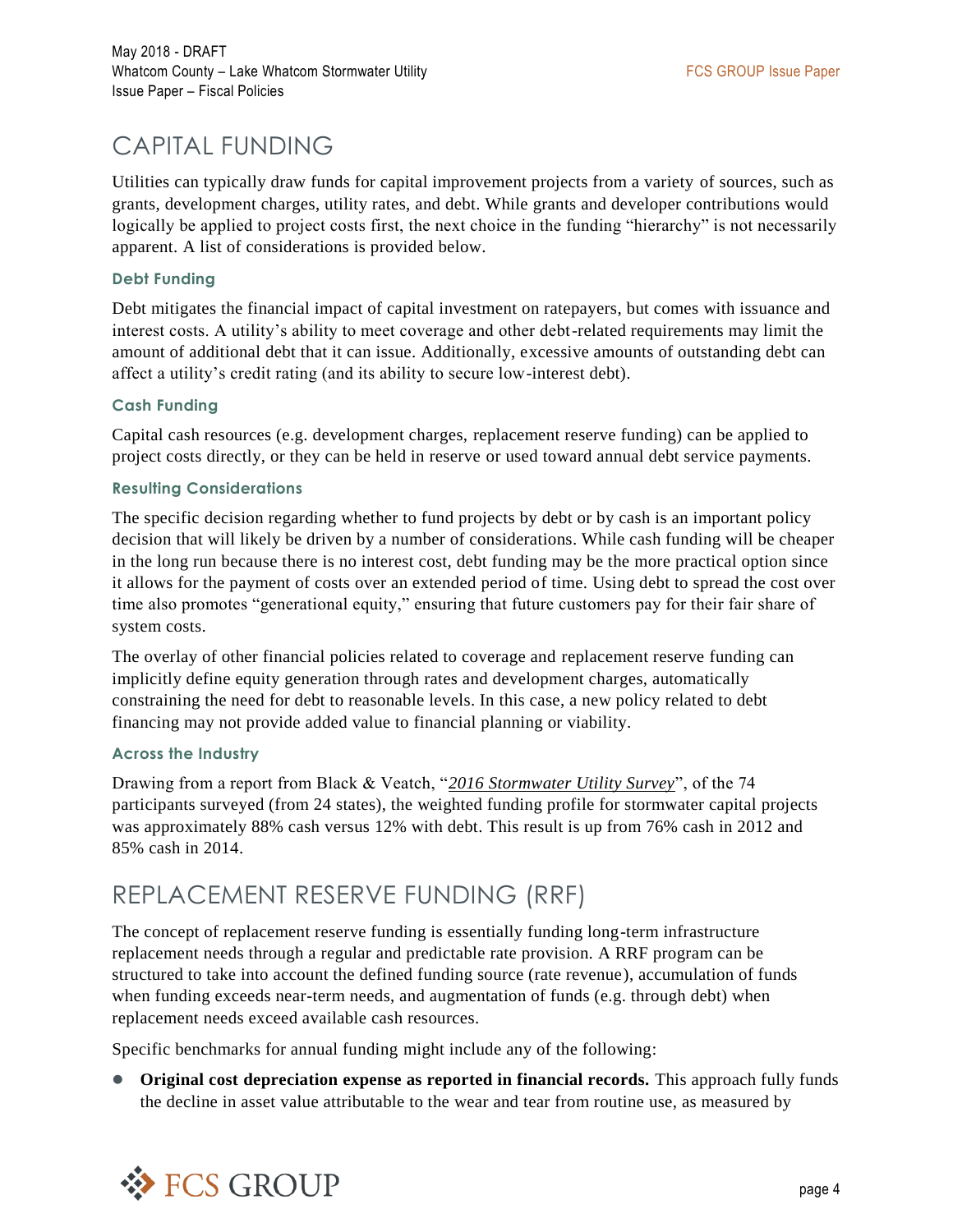## CAPITAL FUNDING

Utilities can typically draw funds for capital improvement projects from a variety of sources, such as grants, development charges, utility rates, and debt. While grants and developer contributions would logically be applied to project costs first, the next choice in the funding "hierarchy" is not necessarily apparent. A list of considerations is provided below.

### Debt Funding

Debt mitigates the financial impact of capital investment on ratepayers, but comes with issuance and interest costs. A utility's ability to meet coverage and other debt-related requirements may limit the amount of additional debt that it can issue. Additionally, excessive amounts of outstanding debt can affect a utility's credit rating (and its ability to secure low-interest debt).

### Cash Funding

Capital cash resources (e.g. development charges, replacement reserve funding) can be applied to project costs directly, or they can be held in reserve or used toward annual debt service payments.

### Resulting Considerations

The specific decision regarding whether to fund projects by debt or by cash is an important policy decision that will likely be driven by a number of considerations. While cash funding will be cheaper in the long run because there is no interest cost, debt funding may be the more practical option since it allows for the payment of costs over an extended period of time. Using debt to spread the cost over time also promotes "generational equity," ensuring that future customers pay for their fair share of system costs.

The overlay of other financial policies related to coverage and replacement reserve funding can implicitly define equity generation through rates and development charges, automatically constraining the need for debt to reasonable levels. In this case, a new policy related to debt financing may not provide added value to financial planning or viability.

### Across the Industry

Drawing from a report from Black & Veatch, "*2016 Stormwater Utility Survey*", of the 74 participants surveyed (from 24 states), the weighted funding profile for stormwater capital projects was approximately 88% cash versus 12% with debt. This result is up from 76% cash in 2012 and 85% cash in 2014.

## REPLACEMENT RESERVE FUNDING (RRF)

The concept of replacement reserve funding is essentially funding long-term infrastructure replacement needs through a regular and predictable rate provision. A RRF program can be structured to take into account the defined funding source (rate revenue), accumulation of funds when funding exceeds near-term needs, and augmentation of funds (e.g. through debt) when replacement needs exceed available cash resources.

Specific benchmarks for annual funding might include any of the following:

- **Original cost depreciation expense as reported in financial records.** This approach fully funds the decline in asset value attributable to the wear and tear from routine use, as measured by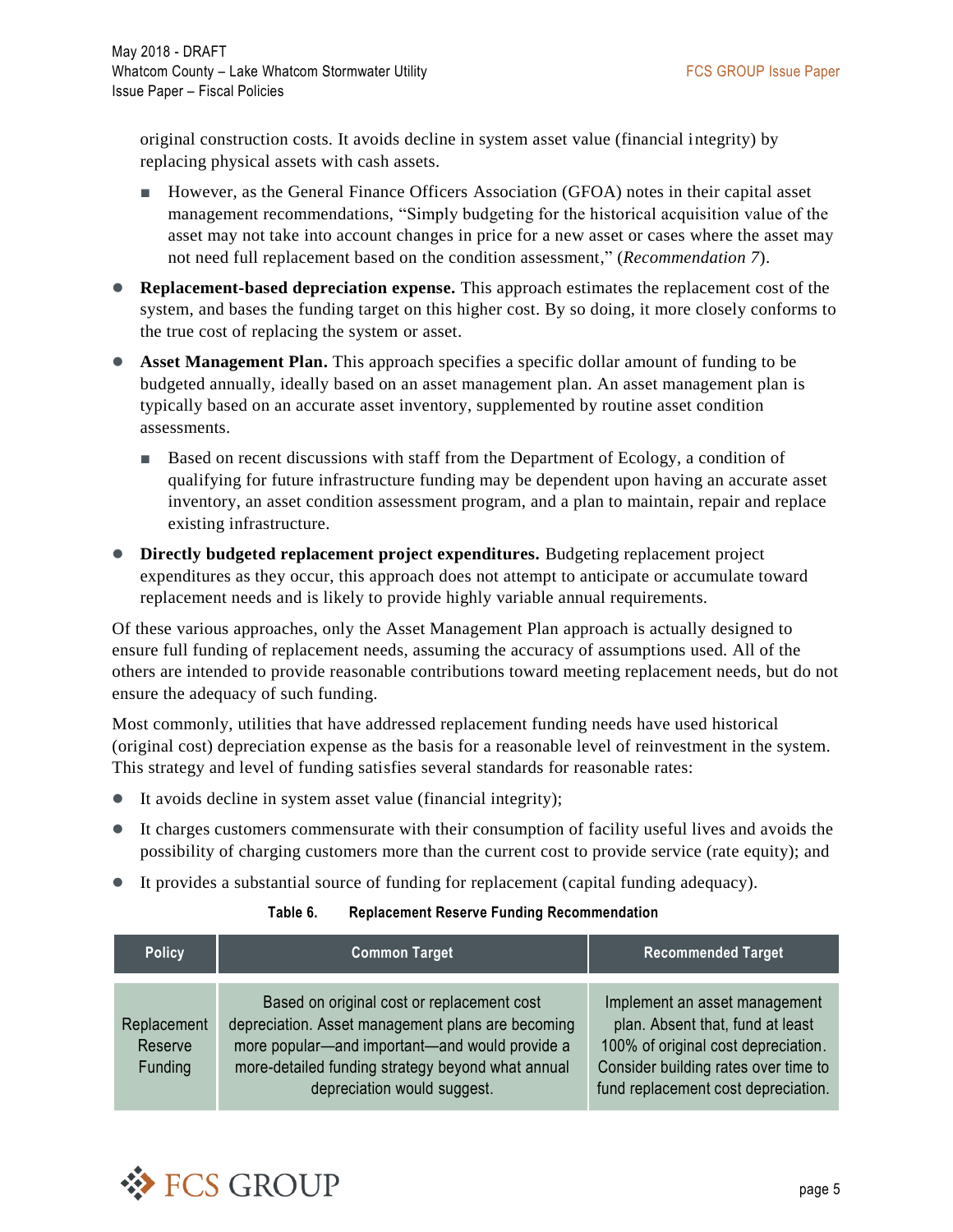original construction costs. It avoids decline in system asset value (financial integrity) by replacing physical assets with cash assets.

  - However, as the General Finance Officers Association (GFOA) notes in their capital asset management recommendations, "Simply budgeting for the historical acquisition value of the asset may not take into account changes in price for a new asset or cases where the asset may not need full replacement based on the condition assessment," (*Recommendation 7*).

- **Replacement-based depreciation expense.** This approach estimates the replacement cost of the system, and bases the funding target on this higher cost. By so doing, it more closely conforms to the true cost of replacing the system or asset.

- **Asset Management Plan.** This approach specifies a specific dollar amount of funding to be budgeted annually, ideally based on an asset management plan. An asset management plan is typically based on an accurate asset inventory, supplemented by routine asset condition assessments.

  - Based on recent discussions with staff from the Department of Ecology, a condition of qualifying for future infrastructure funding may be dependent upon having an accurate asset inventory, an asset condition assessment program, and a plan to maintain, repair and replace existing infrastructure.

- **Directly budgeted replacement project expenditures.** Budgeting replacement project expenditures as they occur, this approach does not attempt to anticipate or accumulate toward replacement needs and is likely to provide highly variable annual requirements.

Of these various approaches, only the Asset Management Plan approach is actually designed to ensure full funding of replacement needs, assuming the accuracy of assumptions used. All of the others are intended to provide reasonable contributions toward meeting replacement needs, but do not ensure the adequacy of such funding.

Most commonly, utilities that have addressed replacement funding needs have used historical (original cost) depreciation expense as the basis for a reasonable level of reinvestment in the system. This strategy and level of funding satisfies several standards for reasonable rates:

- It avoids decline in system asset value (financial integrity);
- It charges customers commensurate with their consumption of facility useful lives and avoids the possibility of charging customers more than the current cost to provide service (rate equity); and
- It provides a substantial source of funding for replacement (capital funding adequacy).

**Table 6. Replacement Reserve Funding Recommendation**

| Policy | Common Target | Recommended Target |
|---|---|---|
| Replacement Reserve Funding | Based on original cost or replacement cost depreciation. Asset management plans are becoming more popular—and important—and would provide a more-detailed funding strategy beyond what annual depreciation would suggest. | Implement an asset management plan. Absent that, fund at least 100% of original cost depreciation. Consider building rates over time to fund replacement cost depreciation. |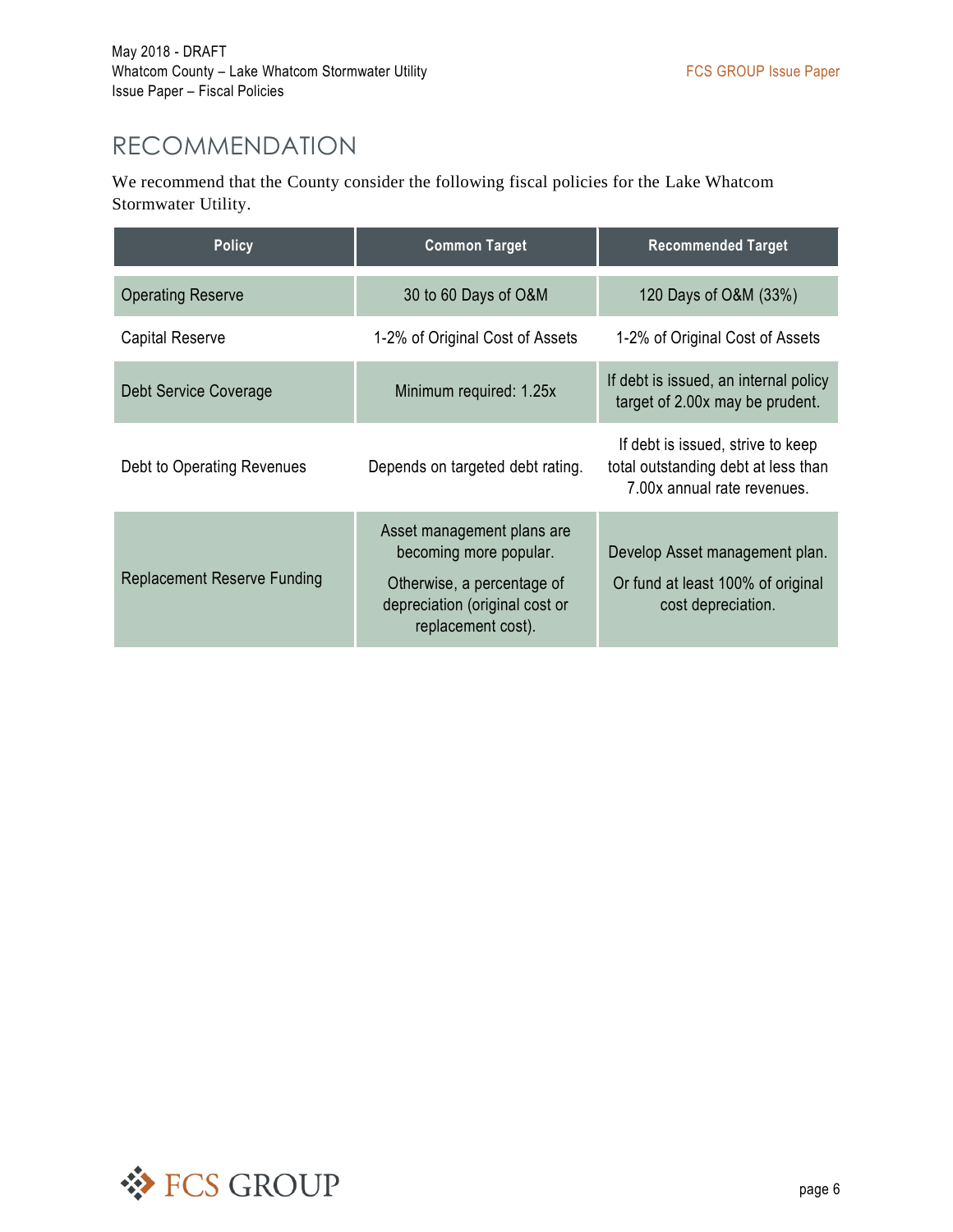## RECOMMENDATION

We recommend that the County consider the following fiscal policies for the Lake Whatcom Stormwater Utility.

| Policy | Common Target | Recommended Target |
|---|---|---|
| Operating Reserve | 30 to 60 Days of O&M | 120 Days of O&M (33%) |
| Capital Reserve | 1-2% of Original Cost of Assets | 1-2% of Original Cost of Assets |
| Debt Service Coverage | Minimum required: 1.25x | If debt is issued, an internal policy target of 2.00x may be prudent. |
| Debt to Operating Revenues | Depends on targeted debt rating. | If debt is issued, strive to keep total outstanding debt at less than 7.00x annual rate revenues. |
| Replacement Reserve Funding | Asset management plans are becoming more popular. Otherwise, a percentage of depreciation (original cost or replacement cost). | Develop Asset management plan. Or fund at least 100% of original cost depreciation. |